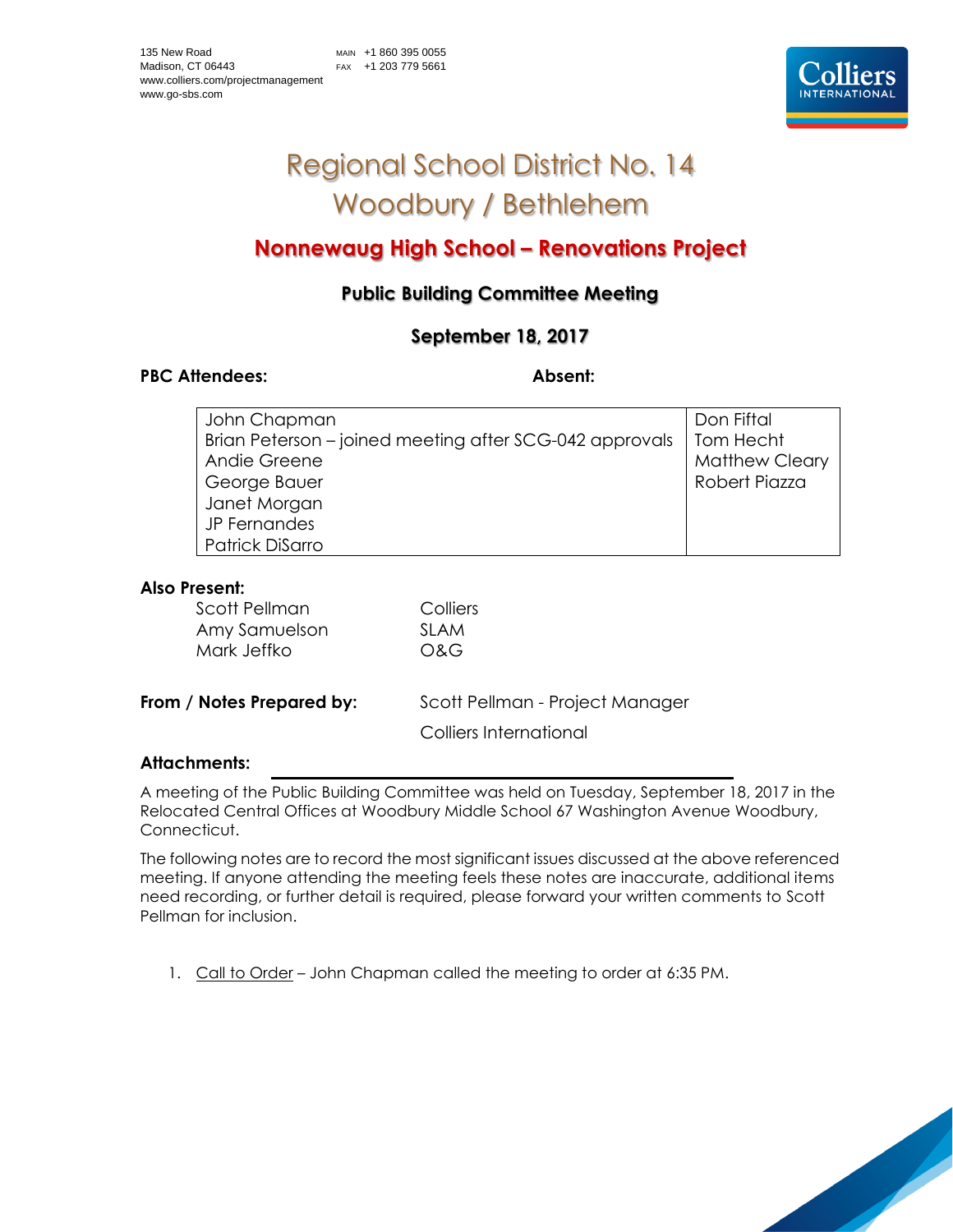135 New Road
Madison, CT 06443
www.colliers.com/projectmanagement
www.go-sbs.com

MAIN +1 860 395 0055
FAX +1 203 779 5661

# Regional School District No. 14
# Woodbury / Bethlehem

## Nonnewaug High School – Renovations Project

### Public Building Committee Meeting

### September 18, 2017

| **PBC Attendees:** | **Absent:** |
| --- | --- |
| John Chapman | Don Fiftal |
| Brian Peterson – joined meeting after SCG-042 approvals | Tom Hecht |
| Andie Greene | Matthew Cleary |
| George Bauer | Robert Piazza |
| Janet Morgan | |
| JP Fernandes | |
| Patrick DiSarro | |

**Also Present:**

| | |
| --- | --- |
| Scott Pellman | Colliers |
| Amy Samuelson | SLAM |
| Mark Jeffko | O&G |

**From / Notes Prepared by:** Scott Pellman - Project Manager
Colliers International

**Attachments:**

A meeting of the Public Building Committee was held on Tuesday, September 18, 2017 in the Relocated Central Offices at Woodbury Middle School 67 Washington Avenue Woodbury, Connecticut.

The following notes are to record the most significant issues discussed at the above referenced meeting. If anyone attending the meeting feels these notes are inaccurate, additional items need recording, or further detail is required, please forward your written comments to Scott Pellman for inclusion.

1. Call to Order – John Chapman called the meeting to order at 6:35 PM.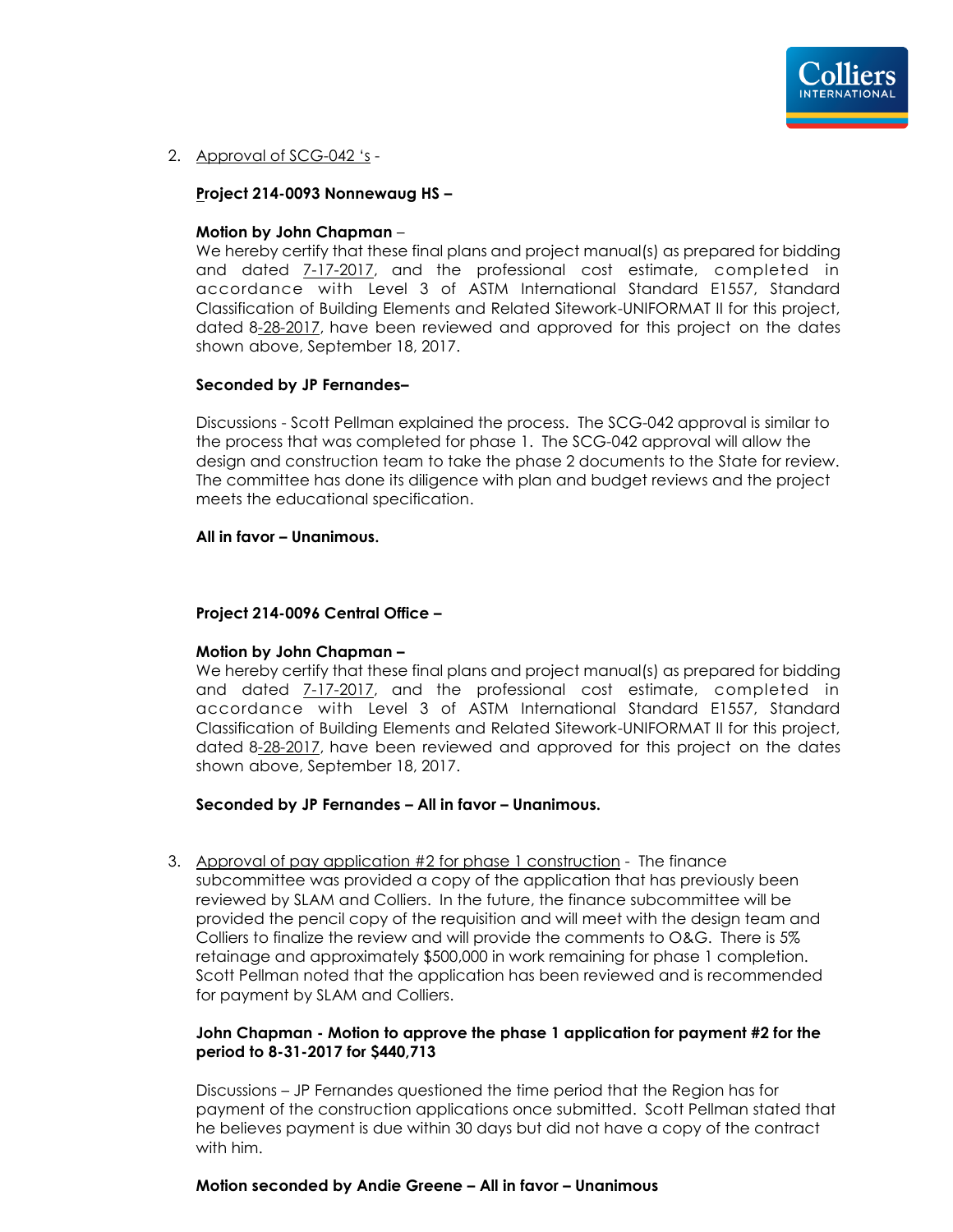2. Approval of SCG-042 's -

   **Project 214-0093 Nonnewaug HS –**

   **Motion by John Chapman** –
   We hereby certify that these final plans and project manual(s) as prepared for bidding and dated 7-17-2017, and the professional cost estimate, completed in accordance with Level 3 of ASTM International Standard E1557, Standard Classification of Building Elements and Related Sitework-UNIFORMAT II for this project, dated 8-28-2017, have been reviewed and approved for this project on the dates shown above, September 18, 2017.

   **Seconded by JP Fernandes–**

   Discussions - Scott Pellman explained the process. The SCG-042 approval is similar to the process that was completed for phase 1. The SCG-042 approval will allow the design and construction team to take the phase 2 documents to the State for review. The committee has done its diligence with plan and budget reviews and the project meets the educational specification.

   **All in favor – Unanimous.**

   **Project 214-0096 Central Office –**

   **Motion by John Chapman –**
   We hereby certify that these final plans and project manual(s) as prepared for bidding and dated 7-17-2017, and the professional cost estimate, completed in accordance with Level 3 of ASTM International Standard E1557, Standard Classification of Building Elements and Related Sitework-UNIFORMAT II for this project, dated 8-28-2017, have been reviewed and approved for this project on the dates shown above, September 18, 2017.

   **Seconded by JP Fernandes – All in favor – Unanimous.**

3. Approval of pay application #2 for phase 1 construction - The finance subcommittee was provided a copy of the application that has previously been reviewed by SLAM and Colliers. In the future, the finance subcommittee will be provided the pencil copy of the requisition and will meet with the design team and Colliers to finalize the review and will provide the comments to O&G. There is 5% retainage and approximately $500,000 in work remaining for phase 1 completion. Scott Pellman noted that the application has been reviewed and is recommended for payment by SLAM and Colliers.

   **John Chapman - Motion to approve the phase 1 application for payment #2 for the period to 8-31-2017 for $440,713**

   Discussions – JP Fernandes questioned the time period that the Region has for payment of the construction applications once submitted. Scott Pellman stated that he believes payment is due within 30 days but did not have a copy of the contract with him.

   **Motion seconded by Andie Greene – All in favor – Unanimous**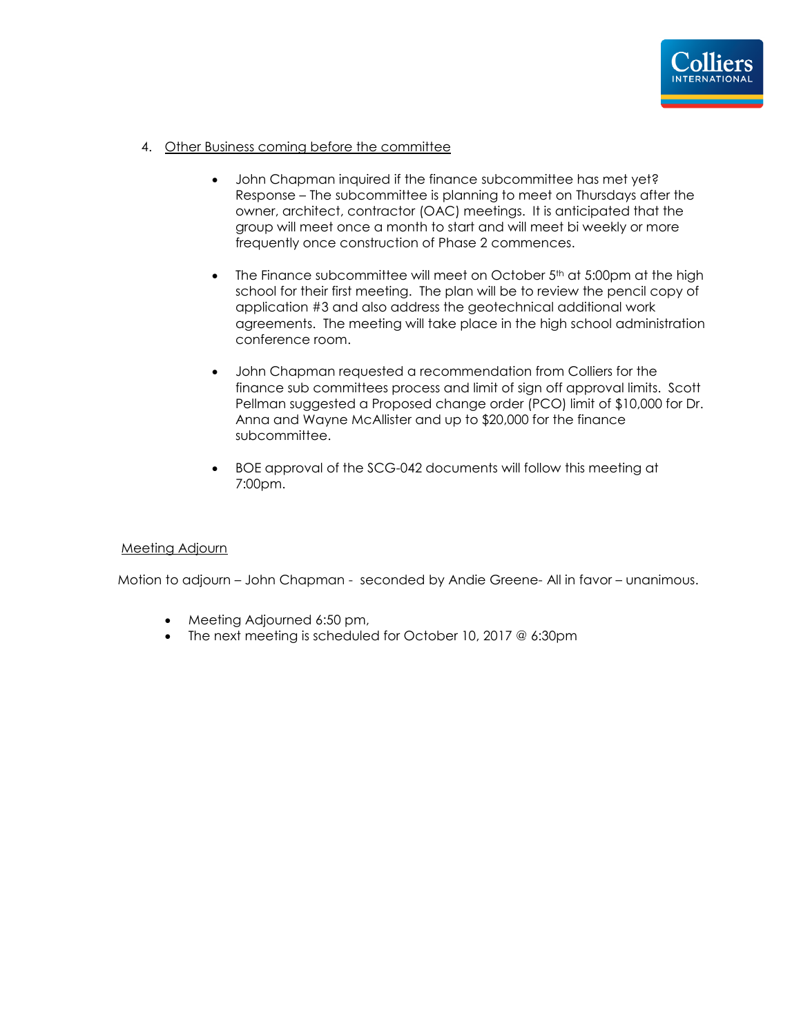4. Other Business coming before the committee

    - John Chapman inquired if the finance subcommittee has met yet? Response – The subcommittee is planning to meet on Thursdays after the owner, architect, contractor (OAC) meetings. It is anticipated that the group will meet once a month to start and will meet bi weekly or more frequently once construction of Phase 2 commences.

    - The Finance subcommittee will meet on October 5th at 5:00pm at the high school for their first meeting. The plan will be to review the pencil copy of application #3 and also address the geotechnical additional work agreements. The meeting will take place in the high school administration conference room.

    - John Chapman requested a recommendation from Colliers for the finance sub committees process and limit of sign off approval limits. Scott Pellman suggested a Proposed change order (PCO) limit of $10,000 for Dr. Anna and Wayne McAllister and up to $20,000 for the finance subcommittee.

    - BOE approval of the SCG-042 documents will follow this meeting at 7:00pm.

Meeting Adjourn

Motion to adjourn – John Chapman - seconded by Andie Greene- All in favor – unanimous.

- Meeting Adjourned 6:50 pm,
- The next meeting is scheduled for October 10, 2017 @ 6:30pm